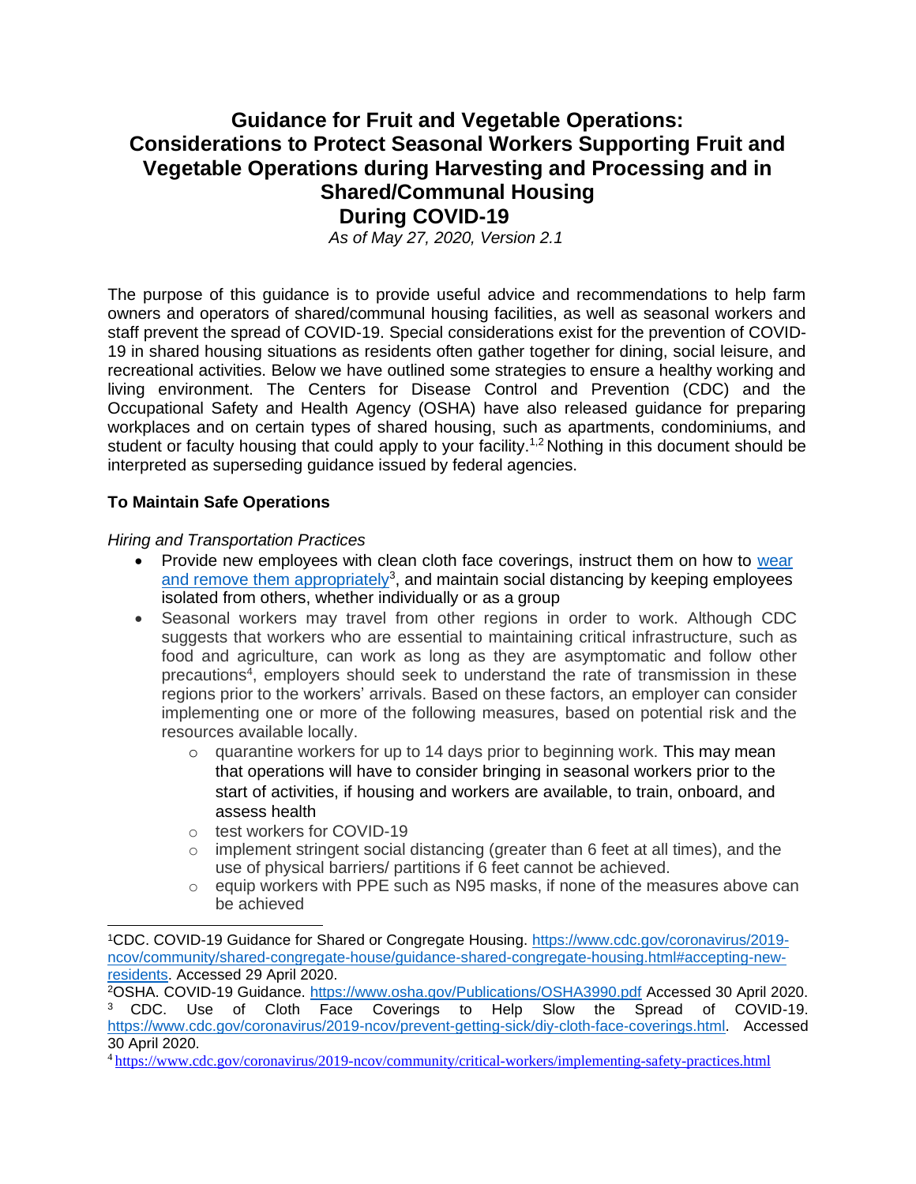# Guidance for Fruit and Vegetable Operations: Considerations to Protect Seasonal Workers Supporting Fruit and Vegetable Operations during Harvesting and Processing and in Shared/Communal Housing During COVID-19

*As of May 27, 2020, Version 2.1*

The purpose of this guidance is to provide useful advice and recommendations to help farm owners and operators of shared/communal housing facilities, as well as seasonal workers and staff prevent the spread of COVID-19. Special considerations exist for the prevention of COVID-19 in shared housing situations as residents often gather together for dining, social leisure, and recreational activities. Below we have outlined some strategies to ensure a healthy working and living environment. The Centers for Disease Control and Prevention (CDC) and the Occupational Safety and Health Agency (OSHA) have also released guidance for preparing workplaces and on certain types of shared housing, such as apartments, condominiums, and student or faculty housing that could apply to your facility.[1,2] Nothing in this document should be interpreted as superseding guidance issued by federal agencies.

**To Maintain Safe Operations**

*Hiring and Transportation Practices*

- Provide new employees with clean cloth face coverings, instruct them on how to [wear and remove them appropriately][3], and maintain social distancing by keeping employees isolated from others, whether individually or as a group
- Seasonal workers may travel from other regions in order to work. Although CDC suggests that workers who are essential to maintaining critical infrastructure, such as food and agriculture, can work as long as they are asymptomatic and follow other precautions[4], employers should seek to understand the rate of transmission in these regions prior to the workers' arrivals. Based on these factors, an employer can consider implementing one or more of the following measures, based on potential risk and the resources available locally.
    - quarantine workers for up to 14 days prior to beginning work. This may mean that operations will have to consider bringing in seasonal workers prior to the start of activities, if housing and workers are available, to train, onboard, and assess health
    - test workers for COVID-19
    - implement stringent social distancing (greater than 6 feet at all times), and the use of physical barriers/ partitions if 6 feet cannot be achieved.
    - equip workers with PPE such as N95 masks, if none of the measures above can be achieved

---

[1] CDC. COVID-19 Guidance for Shared or Congregate Housing. https://www.cdc.gov/coronavirus/2019-ncov/community/shared-congregate-house/guidance-shared-congregate-housing.html#accepting-new-residents. Accessed 29 April 2020.

[2] OSHA. COVID-19 Guidance. https://www.osha.gov/Publications/OSHA3990.pdf Accessed 30 April 2020.

[3] CDC. Use of Cloth Face Coverings to Help Slow the Spread of COVID-19. https://www.cdc.gov/coronavirus/2019-ncov/prevent-getting-sick/diy-cloth-face-coverings.html. Accessed 30 April 2020.

[4] https://www.cdc.gov/coronavirus/2019-ncov/community/critical-workers/implementing-safety-practices.html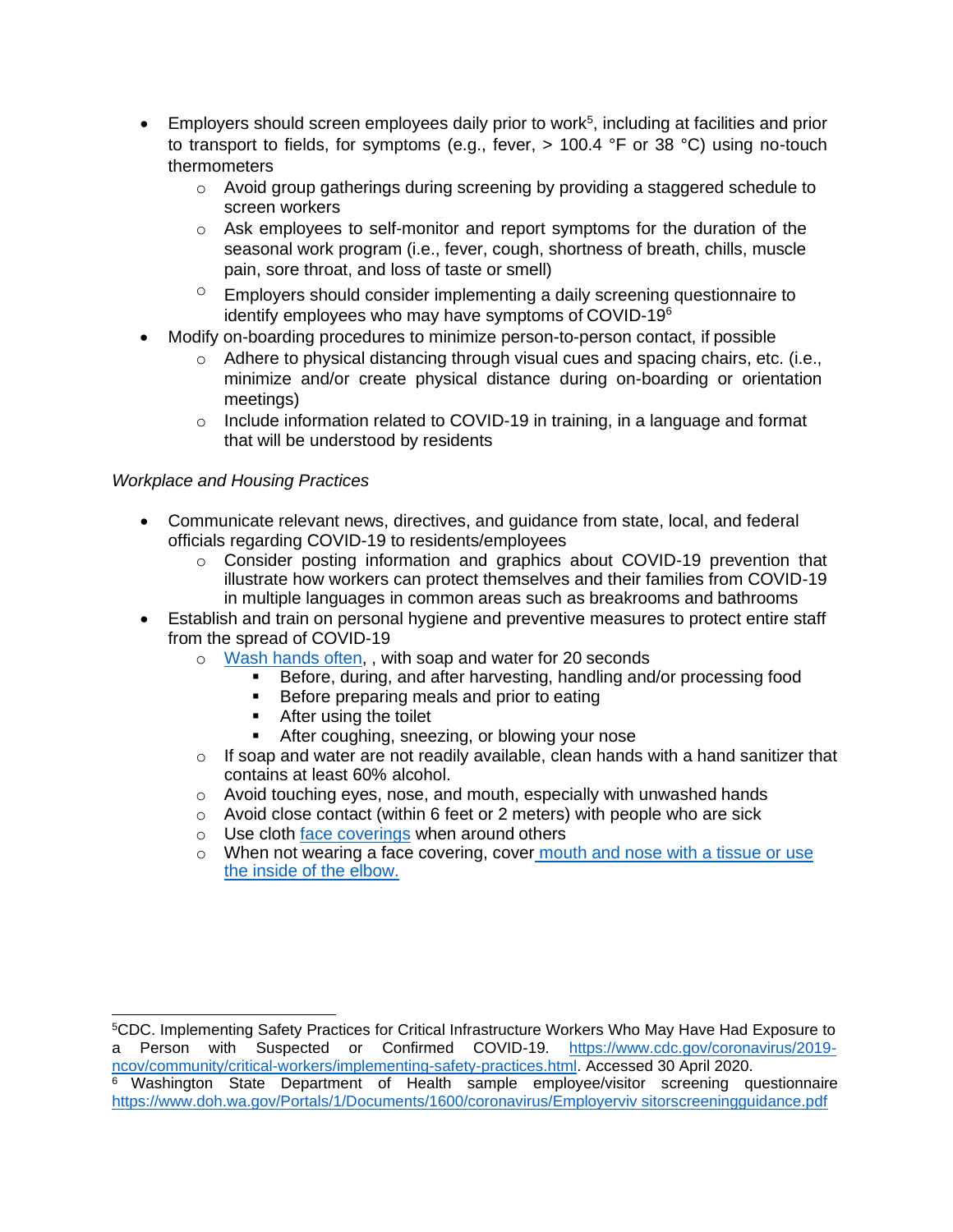- Employers should screen employees daily prior to work[5], including at facilities and prior to transport to fields, for symptoms (e.g., fever, > 100.4 °F or 38 °C) using no-touch thermometers
    - Avoid group gatherings during screening by providing a staggered schedule to screen workers
    - Ask employees to self-monitor and report symptoms for the duration of the seasonal work program (i.e., fever, cough, shortness of breath, chills, muscle pain, sore throat, and loss of taste or smell)
    - Employers should consider implementing a daily screening questionnaire to identify employees who may have symptoms of COVID-19[6]
- Modify on-boarding procedures to minimize person-to-person contact, if possible
    - Adhere to physical distancing through visual cues and spacing chairs, etc. (i.e., minimize and/or create physical distance during on-boarding or orientation meetings)
    - Include information related to COVID-19 in training, in a language and format that will be understood by residents

*Workplace and Housing Practices*

- Communicate relevant news, directives, and guidance from state, local, and federal officials regarding COVID-19 to residents/employees
    - Consider posting information and graphics about COVID-19 prevention that illustrate how workers can protect themselves and their families from COVID-19 in multiple languages in common areas such as breakrooms and bathrooms
- Establish and train on personal hygiene and preventive measures to protect entire staff from the spread of COVID-19
    - Wash hands often, , with soap and water for 20 seconds
        - Before, during, and after harvesting, handling and/or processing food
        - Before preparing meals and prior to eating
        - After using the toilet
        - After coughing, sneezing, or blowing your nose
    - If soap and water are not readily available, clean hands with a hand sanitizer that contains at least 60% alcohol.
    - Avoid touching eyes, nose, and mouth, especially with unwashed hands
    - Avoid close contact (within 6 feet or 2 meters) with people who are sick
    - Use cloth face coverings when around others
    - When not wearing a face covering, cover mouth and nose with a tissue or use the inside of the elbow.

---

[5] CDC. Implementing Safety Practices for Critical Infrastructure Workers Who May Have Had Exposure to a Person with Suspected or Confirmed COVID-19. https://www.cdc.gov/coronavirus/2019-ncov/community/critical-workers/implementing-safety-practices.html. Accessed 30 April 2020.

[6] Washington State Department of Health sample employee/visitor screening questionnaire https://www.doh.wa.gov/Portals/1/Documents/1600/coronavirus/Employerviv sitorscreeningguidance.pdf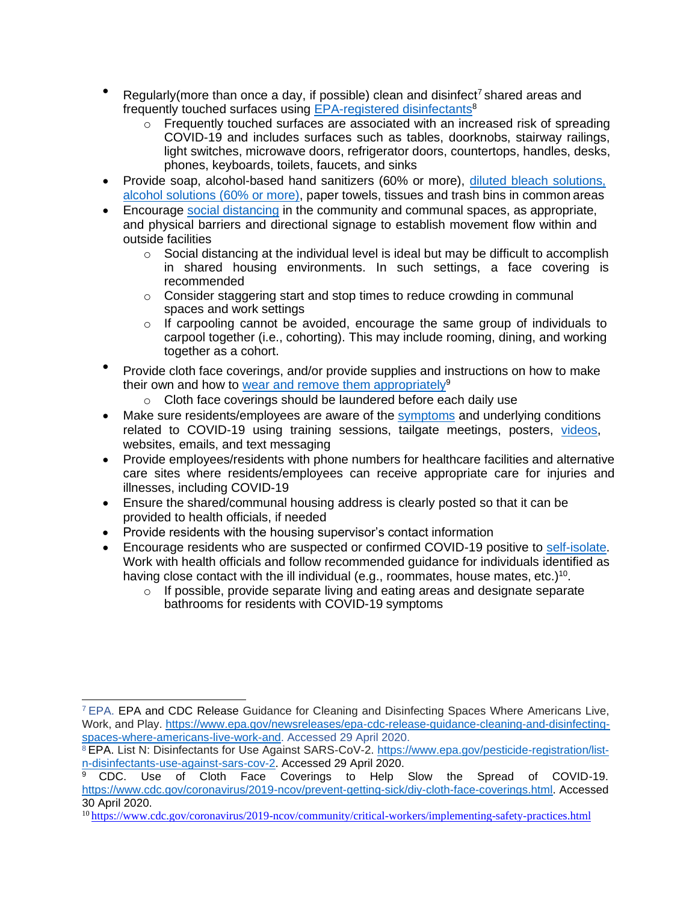- Regularly(more than once a day, if possible) clean and disinfect[7] shared areas and frequently touched surfaces using EPA-registered disinfectants[8]
    - Frequently touched surfaces are associated with an increased risk of spreading COVID-19 and includes surfaces such as tables, doorknobs, stairway railings, light switches, microwave doors, refrigerator doors, countertops, handles, desks, phones, keyboards, toilets, faucets, and sinks
- Provide soap, alcohol-based hand sanitizers (60% or more), diluted bleach solutions, alcohol solutions (60% or more), paper towels, tissues and trash bins in common areas
- Encourage social distancing in the community and communal spaces, as appropriate, and physical barriers and directional signage to establish movement flow within and outside facilities
    - Social distancing at the individual level is ideal but may be difficult to accomplish in shared housing environments. In such settings, a face covering is recommended
    - Consider staggering start and stop times to reduce crowding in communal spaces and work settings
    - If carpooling cannot be avoided, encourage the same group of individuals to carpool together (i.e., cohorting). This may include rooming, dining, and working together as a cohort.
- Provide cloth face coverings, and/or provide supplies and instructions on how to make their own and how to wear and remove them appropriately[9]
    - Cloth face coverings should be laundered before each daily use
- Make sure residents/employees are aware of the symptoms and underlying conditions related to COVID-19 using training sessions, tailgate meetings, posters, videos, websites, emails, and text messaging
- Provide employees/residents with phone numbers for healthcare facilities and alternative care sites where residents/employees can receive appropriate care for injuries and illnesses, including COVID-19
- Ensure the shared/communal housing address is clearly posted so that it can be provided to health officials, if needed
- Provide residents with the housing supervisor's contact information
- Encourage residents who are suspected or confirmed COVID-19 positive to self-isolate. Work with health officials and follow recommended guidance for individuals identified as having close contact with the ill individual (e.g., roommates, house mates, etc.)[10].
    - If possible, provide separate living and eating areas and designate separate bathrooms for residents with COVID-19 symptoms

---

[7] EPA. EPA and CDC Release Guidance for Cleaning and Disinfecting Spaces Where Americans Live, Work, and Play. https://www.epa.gov/newsreleases/epa-cdc-release-guidance-cleaning-and-disinfecting-spaces-where-americans-live-work-and. Accessed 29 April 2020.

[8] EPA. List N: Disinfectants for Use Against SARS-CoV-2. https://www.epa.gov/pesticide-registration/list-n-disinfectants-use-against-sars-cov-2. Accessed 29 April 2020.

[9] CDC. Use of Cloth Face Coverings to Help Slow the Spread of COVID-19. https://www.cdc.gov/coronavirus/2019-ncov/prevent-getting-sick/diy-cloth-face-coverings.html. Accessed 30 April 2020.

[10] https://www.cdc.gov/coronavirus/2019-ncov/community/critical-workers/implementing-safety-practices.html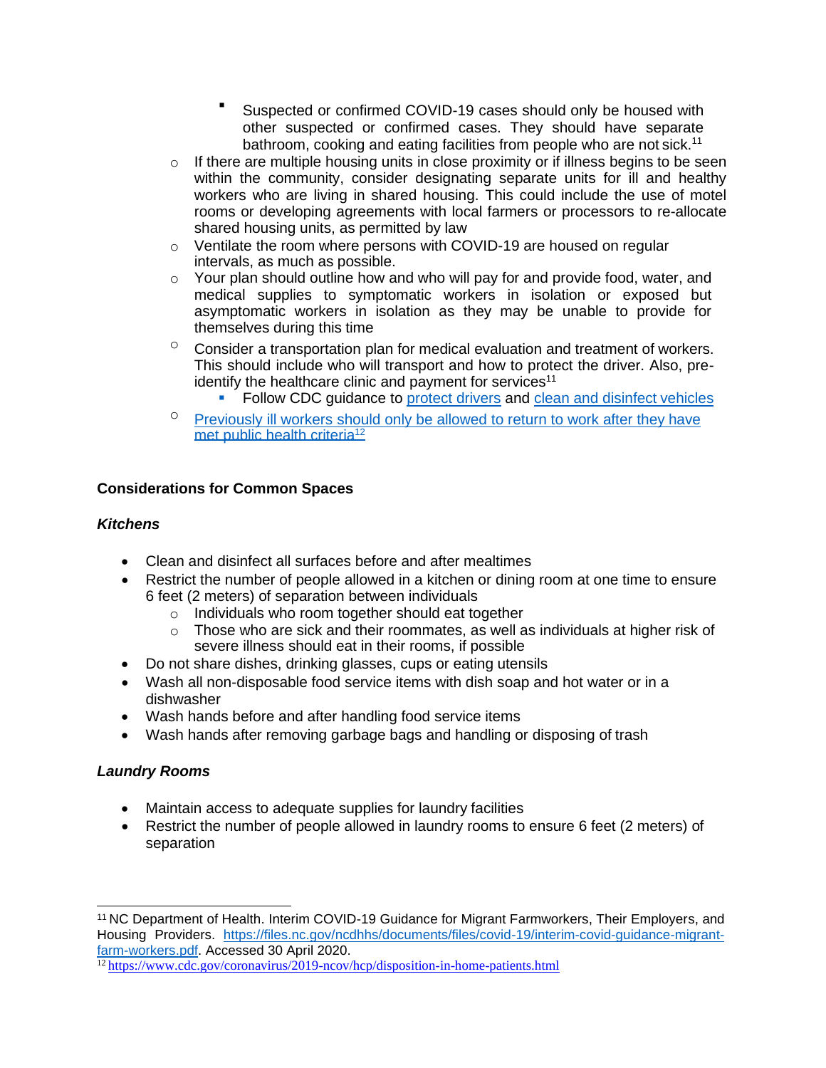- Suspected or confirmed COVID-19 cases should only be housed with other suspected or confirmed cases. They should have separate bathroom, cooking and eating facilities from people who are not sick.[11]
    - If there are multiple housing units in close proximity or if illness begins to be seen within the community, consider designating separate units for ill and healthy workers who are living in shared housing. This could include the use of motel rooms or developing agreements with local farmers or processors to re-allocate shared housing units, as permitted by law
    - Ventilate the room where persons with COVID-19 are housed on regular intervals, as much as possible.
    - Your plan should outline how and who will pay for and provide food, water, and medical supplies to symptomatic workers in isolation or exposed but asymptomatic workers in isolation as they may be unable to provide for themselves during this time
    - Consider a transportation plan for medical evaluation and treatment of workers. This should include who will transport and how to protect the driver. Also, pre-identify the healthcare clinic and payment for services[11]
        - Follow CDC guidance to protect drivers and clean and disinfect vehicles
    - Previously ill workers should only be allowed to return to work after they have met public health criteria[12]

**Considerations for Common Spaces**

***Kitchens***

- Clean and disinfect all surfaces before and after mealtimes
- Restrict the number of people allowed in a kitchen or dining room at one time to ensure 6 feet (2 meters) of separation between individuals
    - Individuals who room together should eat together
    - Those who are sick and their roommates, as well as individuals at higher risk of severe illness should eat in their rooms, if possible
- Do not share dishes, drinking glasses, cups or eating utensils
- Wash all non-disposable food service items with dish soap and hot water or in a dishwasher
- Wash hands before and after handling food service items
- Wash hands after removing garbage bags and handling or disposing of trash

***Laundry Rooms***

- Maintain access to adequate supplies for laundry facilities
- Restrict the number of people allowed in laundry rooms to ensure 6 feet (2 meters) of separation

---

[11] NC Department of Health. Interim COVID-19 Guidance for Migrant Farmworkers, Their Employers, and Housing Providers. https://files.nc.gov/ncdhhs/documents/files/covid-19/interim-covid-guidance-migrant-farm-workers.pdf. Accessed 30 April 2020.

[12] https://www.cdc.gov/coronavirus/2019-ncov/hcp/disposition-in-home-patients.html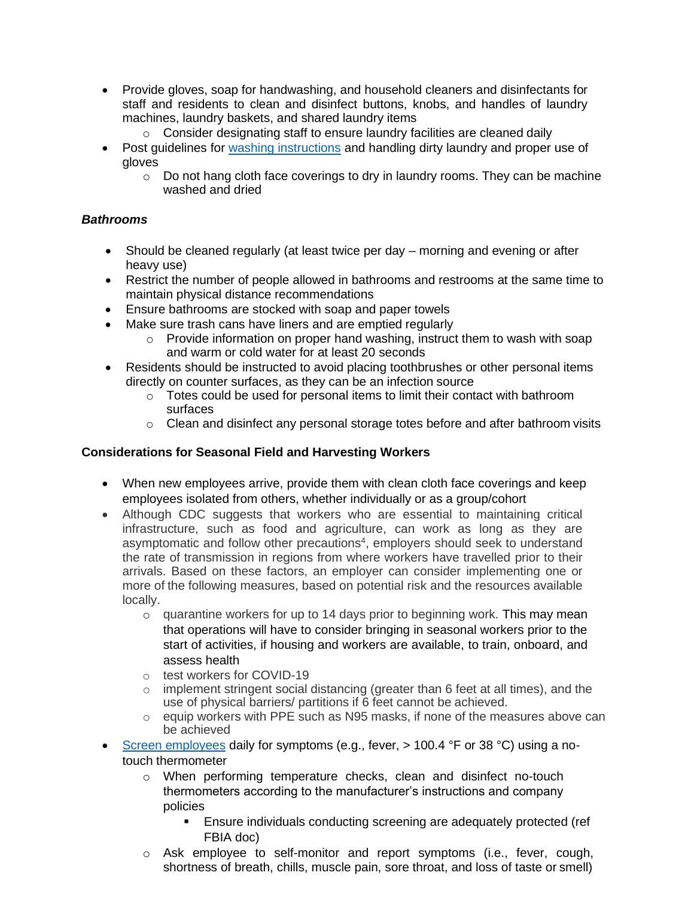- Provide gloves, soap for handwashing, and household cleaners and disinfectants for staff and residents to clean and disinfect buttons, knobs, and handles of laundry machines, laundry baskets, and shared laundry items
  - Consider designating staff to ensure laundry facilities are cleaned daily
- Post guidelines for [washing instructions]() and handling dirty laundry and proper use of gloves
  - Do not hang cloth face coverings to dry in laundry rooms. They can be machine washed and dried

***Bathrooms***

- Should be cleaned regularly (at least twice per day – morning and evening or after heavy use)
- Restrict the number of people allowed in bathrooms and restrooms at the same time to maintain physical distance recommendations
- Ensure bathrooms are stocked with soap and paper towels
- Make sure trash cans have liners and are emptied regularly
  - Provide information on proper hand washing, instruct them to wash with soap and warm or cold water for at least 20 seconds
- Residents should be instructed to avoid placing toothbrushes or other personal items directly on counter surfaces, as they can be an infection source
  - Totes could be used for personal items to limit their contact with bathroom surfaces
  - Clean and disinfect any personal storage totes before and after bathroom visits

**Considerations for Seasonal Field and Harvesting Workers**

- When new employees arrive, provide them with clean cloth face coverings and keep employees isolated from others, whether individually or as a group/cohort
- Although CDC suggests that workers who are essential to maintaining critical infrastructure, such as food and agriculture, can work as long as they are asymptomatic and follow other precautions[4], employers should seek to understand the rate of transmission in regions from where workers have travelled prior to their arrivals. Based on these factors, an employer can consider implementing one or more of the following measures, based on potential risk and the resources available locally.
  - quarantine workers for up to 14 days prior to beginning work. This may mean that operations will have to consider bringing in seasonal workers prior to the start of activities, if housing and workers are available, to train, onboard, and assess health
  - test workers for COVID-19
  - implement stringent social distancing (greater than 6 feet at all times), and the use of physical barriers/ partitions if 6 feet cannot be achieved.
  - equip workers with PPE such as N95 masks, if none of the measures above can be achieved
- [Screen employees]() daily for symptoms (e.g., fever, > 100.4 °F or 38 °C) using a no-touch thermometer
  - When performing temperature checks, clean and disinfect no-touch thermometers according to the manufacturer's instructions and company policies
    - Ensure individuals conducting screening are adequately protected (ref FBIA doc)
  - Ask employee to self-monitor and report symptoms (i.e., fever, cough, shortness of breath, chills, muscle pain, sore throat, and loss of taste or smell)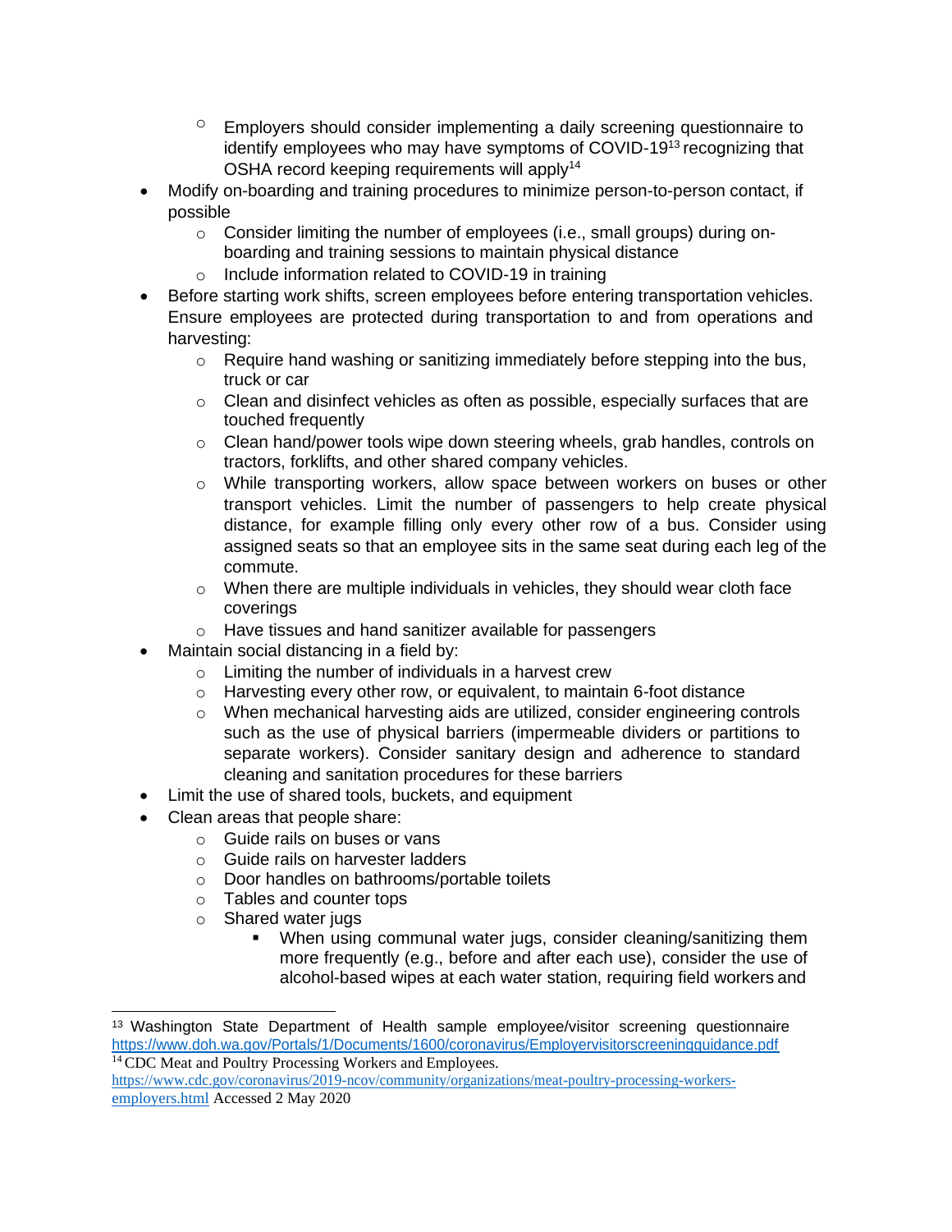- Employers should consider implementing a daily screening questionnaire to identify employees who may have symptoms of COVID-19[13] recognizing that OSHA record keeping requirements will apply[14]
- Modify on-boarding and training procedures to minimize person-to-person contact, if possible
    - Consider limiting the number of employees (i.e., small groups) during on-boarding and training sessions to maintain physical distance
    - Include information related to COVID-19 in training
- Before starting work shifts, screen employees before entering transportation vehicles. Ensure employees are protected during transportation to and from operations and harvesting:
    - Require hand washing or sanitizing immediately before stepping into the bus, truck or car
    - Clean and disinfect vehicles as often as possible, especially surfaces that are touched frequently
    - Clean hand/power tools wipe down steering wheels, grab handles, controls on tractors, forklifts, and other shared company vehicles.
    - While transporting workers, allow space between workers on buses or other transport vehicles. Limit the number of passengers to help create physical distance, for example filling only every other row of a bus. Consider using assigned seats so that an employee sits in the same seat during each leg of the commute.
    - When there are multiple individuals in vehicles, they should wear cloth face coverings
    - Have tissues and hand sanitizer available for passengers
- Maintain social distancing in a field by:
    - Limiting the number of individuals in a harvest crew
    - Harvesting every other row, or equivalent, to maintain 6-foot distance
    - When mechanical harvesting aids are utilized, consider engineering controls such as the use of physical barriers (impermeable dividers or partitions to separate workers). Consider sanitary design and adherence to standard cleaning and sanitation procedures for these barriers
- Limit the use of shared tools, buckets, and equipment
- Clean areas that people share:
    - Guide rails on buses or vans
    - Guide rails on harvester ladders
    - Door handles on bathrooms/portable toilets
    - Tables and counter tops
    - Shared water jugs
        - When using communal water jugs, consider cleaning/sanitizing them more frequently (e.g., before and after each use), consider the use of alcohol-based wipes at each water station, requiring field workers and

---

[13] Washington State Department of Health sample employee/visitor screening questionnaire https://www.doh.wa.gov/Portals/1/Documents/1600/coronavirus/Employervisitorscreeningguidance.pdf

[14] CDC Meat and Poultry Processing Workers and Employees. https://www.cdc.gov/coronavirus/2019-ncov/community/organizations/meat-poultry-processing-workers-employers.html Accessed 2 May 2020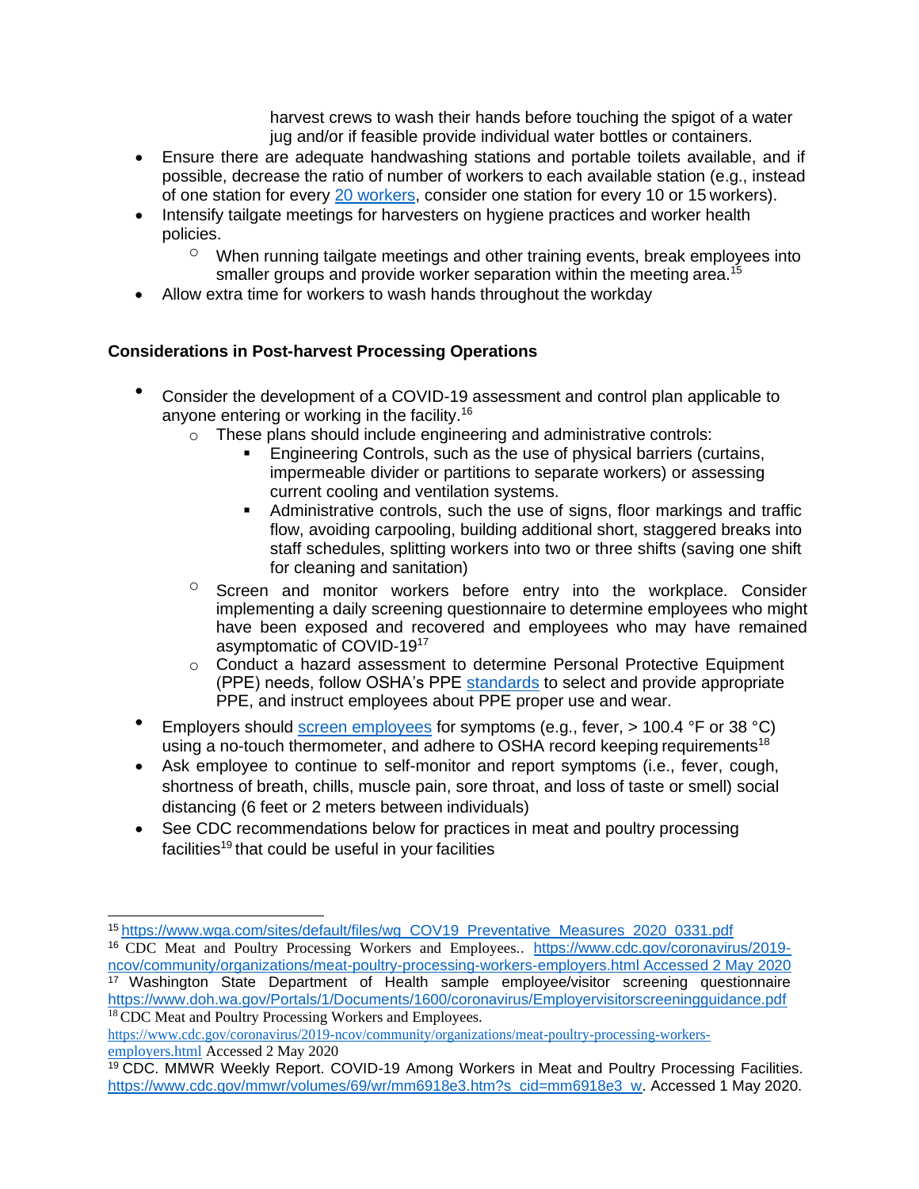harvest crews to wash their hands before touching the spigot of a water jug and/or if feasible provide individual water bottles or containers.

- Ensure there are adequate handwashing stations and portable toilets available, and if possible, decrease the ratio of number of workers to each available station (e.g., instead of one station for every 20 workers, consider one station for every 10 or 15 workers).
- Intensify tailgate meetings for harvesters on hygiene practices and worker health policies.
  - When running tailgate meetings and other training events, break employees into smaller groups and provide worker separation within the meeting area.[15]
- Allow extra time for workers to wash hands throughout the workday

**Considerations in Post-harvest Processing Operations**

- Consider the development of a COVID-19 assessment and control plan applicable to anyone entering or working in the facility.[16]
  - These plans should include engineering and administrative controls:
    - Engineering Controls, such as the use of physical barriers (curtains, impermeable divider or partitions to separate workers) or assessing current cooling and ventilation systems.
    - Administrative controls, such the use of signs, floor markings and traffic flow, avoiding carpooling, building additional short, staggered breaks into staff schedules, splitting workers into two or three shifts (saving one shift for cleaning and sanitation)
  - Screen and monitor workers before entry into the workplace. Consider implementing a daily screening questionnaire to determine employees who might have been exposed and recovered and employees who may have remained asymptomatic of COVID-19[17]
  - Conduct a hazard assessment to determine Personal Protective Equipment (PPE) needs, follow OSHA's PPE standards to select and provide appropriate PPE, and instruct employees about PPE proper use and wear.
- Employers should screen employees for symptoms (e.g., fever, > 100.4 °F or 38 °C) using a no-touch thermometer, and adhere to OSHA record keeping requirements[18]
- Ask employee to continue to self-monitor and report symptoms (i.e., fever, cough, shortness of breath, chills, muscle pain, sore throat, and loss of taste or smell) social distancing (6 feet or 2 meters between individuals)
- See CDC recommendations below for practices in meat and poultry processing facilities[19] that could be useful in your facilities

---

[15] https://www.wga.com/sites/default/files/wg_COV19_Preventative_Measures_2020_0331.pdf

[16] CDC Meat and Poultry Processing Workers and Employees.. https://www.cdc.gov/coronavirus/2019-ncov/community/organizations/meat-poultry-processing-workers-employers.html Accessed 2 May 2020

[17] Washington State Department of Health sample employee/visitor screening questionnaire https://www.doh.wa.gov/Portals/1/Documents/1600/coronavirus/Employervisitorscreeningguidance.pdf

[18] CDC Meat and Poultry Processing Workers and Employees. https://www.cdc.gov/coronavirus/2019-ncov/community/organizations/meat-poultry-processing-workers-employers.html Accessed 2 May 2020

[19] CDC. MMWR Weekly Report. COVID-19 Among Workers in Meat and Poultry Processing Facilities. https://www.cdc.gov/mmwr/volumes/69/wr/mm6918e3.htm?s_cid=mm6918e3_w. Accessed 1 May 2020.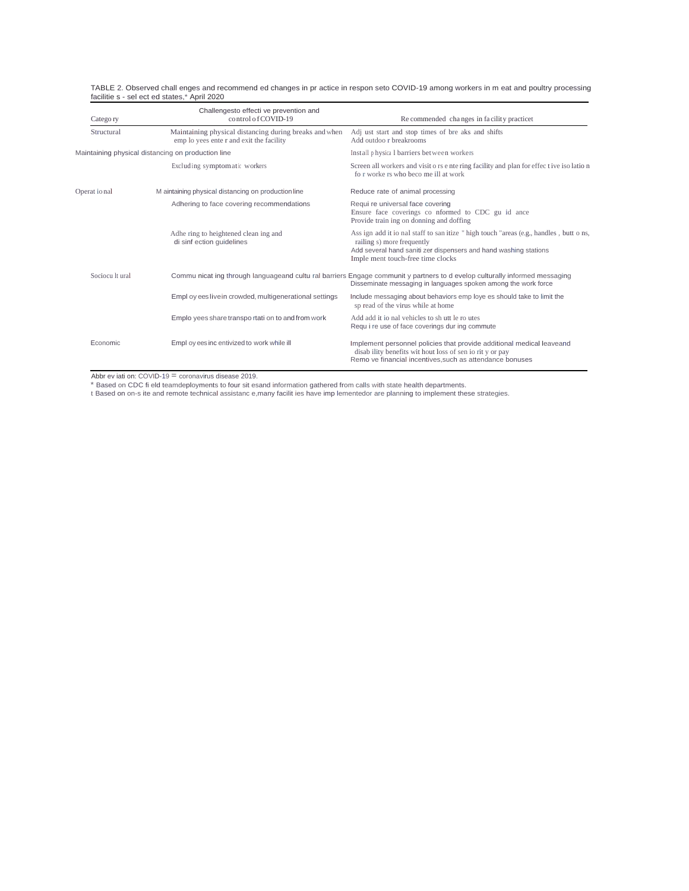TABLE 2. Observed challenges and recommended changes in practice in response to COVID-19 among workers in meat and poultry processing facilities - selected states,* April 2020

| Category | Challenges to effective prevention and control of COVID-19 | Recommended changes in facility practice† |
|---|---|---|
| Structural | Maintaining physical distancing during breaks and when employees enter and exit the facility | Adjust start and stop times of breaks and shifts<br>Add outdoor breakrooms |
| | Maintaining physical distancing on production line | Install physical barriers between workers |
| | Excluding symptomatic workers | Screen all workers and visitors entering facility and plan for effective isolation for workers who become ill at work |
| Operational | Maintaining physical distancing on production line | Reduce rate of animal processing |
| | Adhering to face covering recommendations | Require universal face covering<br>Ensure face coverings conformed to CDC guidance<br>Provide training on donning and doffing |
| | Adhering to heightened cleaning and disinfection guidelines | Assign additional staff to sanitize "high touch" areas (e.g., handles, buttons, railings) more frequently<br>Add several hand sanitizer dispensers and hand washing stations<br>Implement touch-free time clocks |
| Sociocultural | Communicating through language and cultural barriers | Engage community partners to develop culturally informed messaging<br>Disseminate messaging in languages spoken among the work force |
| | Employees live in crowded, multigenerational settings | Include messaging about behaviors employees should take to limit the spread of the virus while at home |
| | Employees share transportation to and from work | Add additional vehicles to shuttle routes<br>Require use of face coverings during commute |
| Economic | Employees incentivized to work while ill | Implement personnel policies that provide additional medical leave and disability benefits without loss of seniority or pay<br>Remove financial incentives, such as attendance bonuses |

Abbreviation: COVID-19 = coronavirus disease 2019.

\* Based on CDC field team deployments to four sites and information gathered from calls with state health departments.

† Based on on-site and remote technical assistance, many facilities have implemented or are planning to implement these strategies.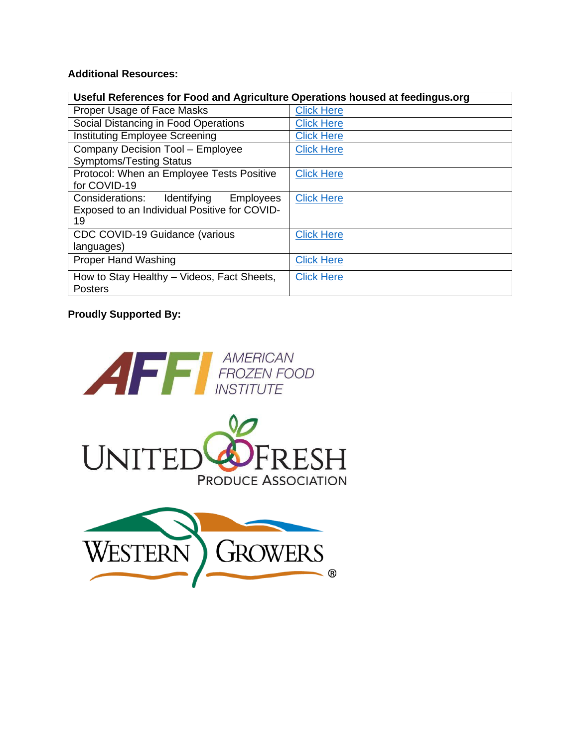**Additional Resources:**

| Useful References for Food and Agriculture Operations housed at feedingus.org | |
|---|---|
| Proper Usage of Face Masks | Click Here |
| Social Distancing in Food Operations | Click Here |
| Instituting Employee Screening | Click Here |
| Company Decision Tool – Employee Symptoms/Testing Status | Click Here |
| Protocol: When an Employee Tests Positive for COVID-19 | Click Here |
| Considerations: Identifying Employees Exposed to an Individual Positive for COVID-19 | Click Here |
| CDC COVID-19 Guidance (various languages) | Click Here |
| Proper Hand Washing | Click Here |
| How to Stay Healthy – Videos, Fact Sheets, Posters | Click Here |

**Proudly Supported By:**

AFFI AMERICAN FROZEN FOOD INSTITUTE

UNITED FRESH PRODUCE ASSOCIATION

WESTERN GROWERS®